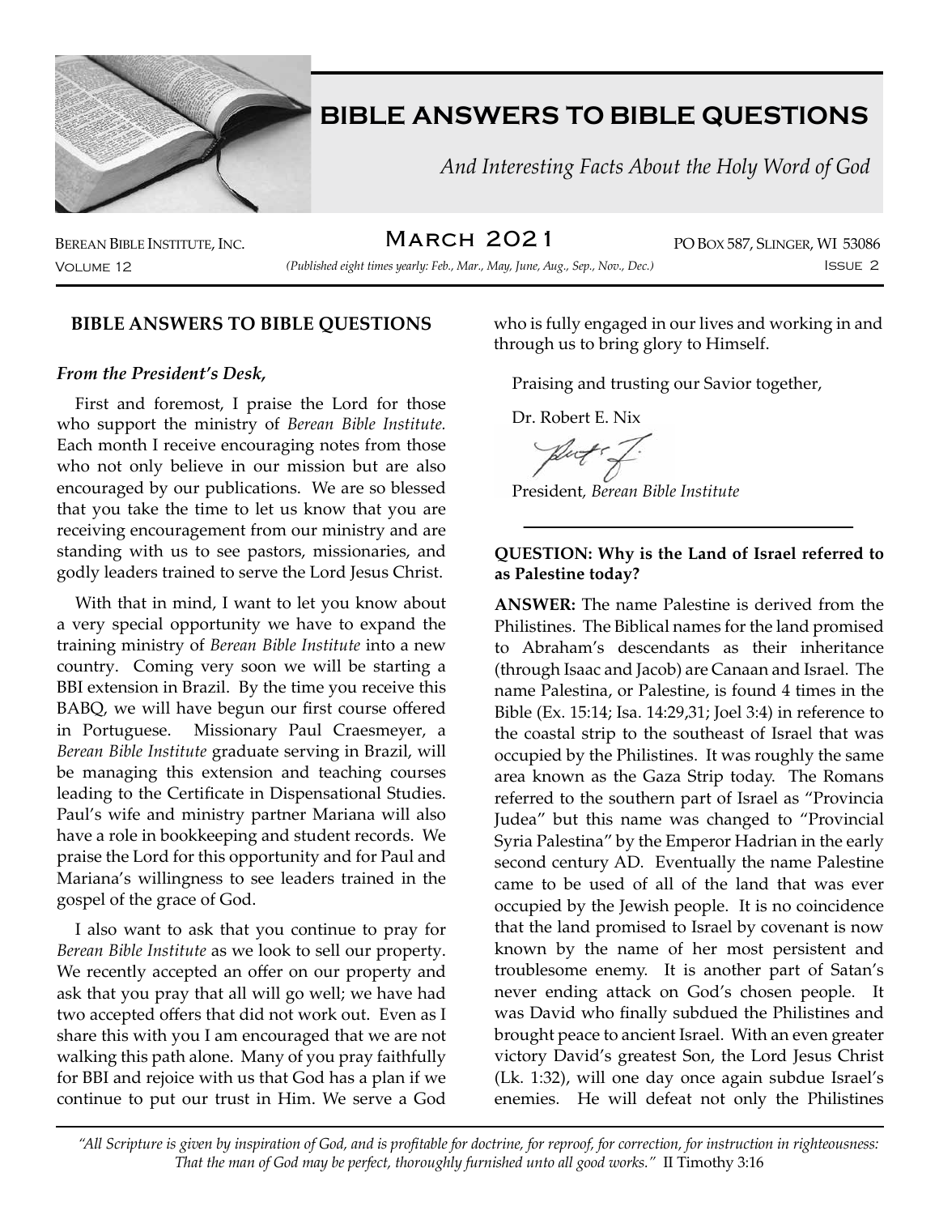# BIBLE ANSWERS TO BIBLE QUESTIONS

*And Interesting Facts About the Holy Word of God*

BEREAN BIBLE INSTITUTE, INC. — MARCH 2021 — PO BOX 587, SLINGER, WI 53086

VOLUME 12 — *(Published eight times yearly: Feb., Mar., May, June, Aug., Sep., Nov., Dec.)* — ISSUE 2

## BIBLE ANSWERS TO BIBLE QUESTIONS

***From the President's Desk,***

First and foremost, I praise the Lord for those who support the ministry of *Berean Bible Institute.* Each month I receive encouraging notes from those who not only believe in our mission but are also encouraged by our publications. We are so blessed that you take the time to let us know that you are receiving encouragement from our ministry and are standing with us to see pastors, missionaries, and godly leaders trained to serve the Lord Jesus Christ.

With that in mind, I want to let you know about a very special opportunity we have to expand the training ministry of *Berean Bible Institute* into a new country. Coming very soon we will be starting a BBI extension in Brazil. By the time you receive this BABQ, we will have begun our first course offered in Portuguese. Missionary Paul Craesmeyer, a *Berean Bible Institute* graduate serving in Brazil, will be managing this extension and teaching courses leading to the Certificate in Dispensational Studies. Paul's wife and ministry partner Mariana will also have a role in bookkeeping and student records. We praise the Lord for this opportunity and for Paul and Mariana's willingness to see leaders trained in the gospel of the grace of God.

I also want to ask that you continue to pray for *Berean Bible Institute* as we look to sell our property. We recently accepted an offer on our property and ask that you pray that all will go well; we have had two accepted offers that did not work out. Even as I share this with you I am encouraged that we are not walking this path alone. Many of you pray faithfully for BBI and rejoice with us that God has a plan if we continue to put our trust in Him. We serve a God who is fully engaged in our lives and working in and through us to bring glory to Himself.

Praising and trusting our Savior together,

Dr. Robert E. Nix

President, *Berean Bible Institute*

---

**QUESTION: Why is the Land of Israel referred to as Palestine today?**

**ANSWER:** The name Palestine is derived from the Philistines. The Biblical names for the land promised to Abraham's descendants as their inheritance (through Isaac and Jacob) are Canaan and Israel. The name Palestina, or Palestine, is found 4 times in the Bible (Ex. 15:14; Isa. 14:29,31; Joel 3:4) in reference to the coastal strip to the southeast of Israel that was occupied by the Philistines. It was roughly the same area known as the Gaza Strip today. The Romans referred to the southern part of Israel as "Provincia Judea" but this name was changed to "Provincial Syria Palestina" by the Emperor Hadrian in the early second century AD. Eventually the name Palestine came to be used of all of the land that was ever occupied by the Jewish people. It is no coincidence that the land promised to Israel by covenant is now known by the name of her most persistent and troublesome enemy. It is another part of Satan's never ending attack on God's chosen people. It was David who finally subdued the Philistines and brought peace to ancient Israel. With an even greater victory David's greatest Son, the Lord Jesus Christ (Lk. 1:32), will one day once again subdue Israel's enemies. He will defeat not only the Philistines

*"All Scripture is given by inspiration of God, and is profitable for doctrine, for reproof, for correction, for instruction in righteousness: That the man of God may be perfect, thoroughly furnished unto all good works."* II Timothy 3:16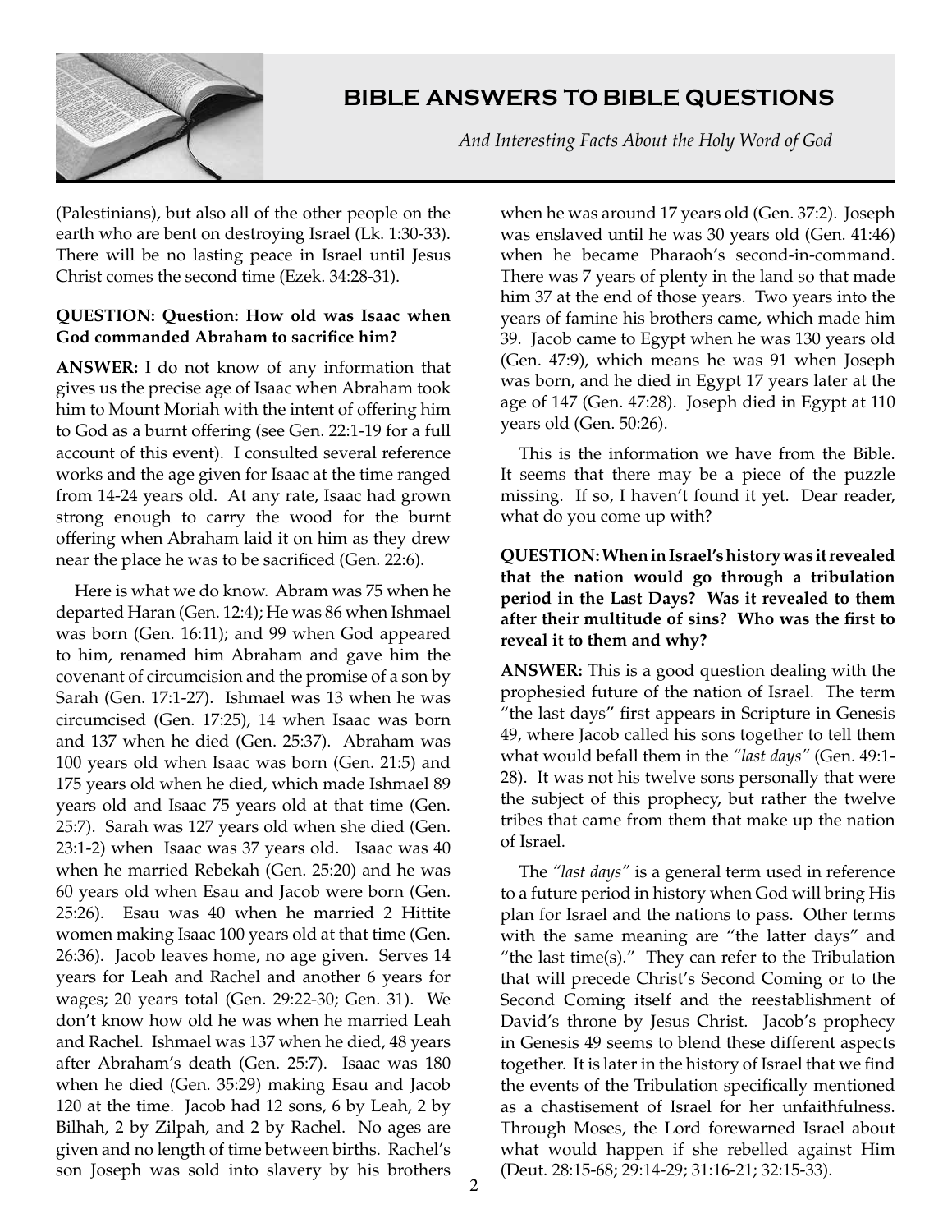(Palestinians), but also all of the other people on the earth who are bent on destroying Israel (Lk. 1:30-33). There will be no lasting peace in Israel until Jesus Christ comes the second time (Ezek. 34:28-31).

**QUESTION: Question: How old was Isaac when God commanded Abraham to sacrifice him?**

**ANSWER:** I do not know of any information that gives us the precise age of Isaac when Abraham took him to Mount Moriah with the intent of offering him to God as a burnt offering (see Gen. 22:1-19 for a full account of this event). I consulted several reference works and the age given for Isaac at the time ranged from 14-24 years old. At any rate, Isaac had grown strong enough to carry the wood for the burnt offering when Abraham laid it on him as they drew near the place he was to be sacrificed (Gen. 22:6).

Here is what we do know. Abram was 75 when he departed Haran (Gen. 12:4); He was 86 when Ishmael was born (Gen. 16:11); and 99 when God appeared to him, renamed him Abraham and gave him the covenant of circumcision and the promise of a son by Sarah (Gen. 17:1-27). Ishmael was 13 when he was circumcised (Gen. 17:25), 14 when Isaac was born and 137 when he died (Gen. 25:37). Abraham was 100 years old when Isaac was born (Gen. 21:5) and 175 years old when he died, which made Ishmael 89 years old and Isaac 75 years old at that time (Gen. 25:7). Sarah was 127 years old when she died (Gen. 23:1-2) when Isaac was 37 years old. Isaac was 40 when he married Rebekah (Gen. 25:20) and he was 60 years old when Esau and Jacob were born (Gen. 25:26). Esau was 40 when he married 2 Hittite women making Isaac 100 years old at that time (Gen. 26:36). Jacob leaves home, no age given. Serves 14 years for Leah and Rachel and another 6 years for wages; 20 years total (Gen. 29:22-30; Gen. 31). We don't know how old he was when he married Leah and Rachel. Ishmael was 137 when he died, 48 years after Abraham's death (Gen. 25:7). Isaac was 180 when he died (Gen. 35:29) making Esau and Jacob 120 at the time. Jacob had 12 sons, 6 by Leah, 2 by Bilhah, 2 by Zilpah, and 2 by Rachel. No ages are given and no length of time between births. Rachel's son Joseph was sold into slavery by his brothers when he was around 17 years old (Gen. 37:2). Joseph was enslaved until he was 30 years old (Gen. 41:46) when he became Pharaoh's second-in-command. There was 7 years of plenty in the land so that made him 37 at the end of those years. Two years into the years of famine his brothers came, which made him 39. Jacob came to Egypt when he was 130 years old (Gen. 47:9), which means he was 91 when Joseph was born, and he died in Egypt 17 years later at the age of 147 (Gen. 47:28). Joseph died in Egypt at 110 years old (Gen. 50:26).

This is the information we have from the Bible. It seems that there may be a piece of the puzzle missing. If so, I haven't found it yet. Dear reader, what do you come up with?

**QUESTION: When in Israel's history was it revealed that the nation would go through a tribulation period in the Last Days? Was it revealed to them after their multitude of sins? Who was the first to reveal it to them and why?**

**ANSWER:** This is a good question dealing with the prophesied future of the nation of Israel. The term "the last days" first appears in Scripture in Genesis 49, where Jacob called his sons together to tell them what would befall them in the *"last days"* (Gen. 49:1-28). It was not his twelve sons personally that were the subject of this prophecy, but rather the twelve tribes that came from them that make up the nation of Israel.

The *"last days"* is a general term used in reference to a future period in history when God will bring His plan for Israel and the nations to pass. Other terms with the same meaning are "the latter days" and "the last time(s)." They can refer to the Tribulation that will precede Christ's Second Coming or to the Second Coming itself and the reestablishment of David's throne by Jesus Christ. Jacob's prophecy in Genesis 49 seems to blend these different aspects together. It is later in the history of Israel that we find the events of the Tribulation specifically mentioned as a chastisement of Israel for her unfaithfulness. Through Moses, the Lord forewarned Israel about what would happen if she rebelled against Him (Deut. 28:15-68; 29:14-29; 31:16-21; 32:15-33).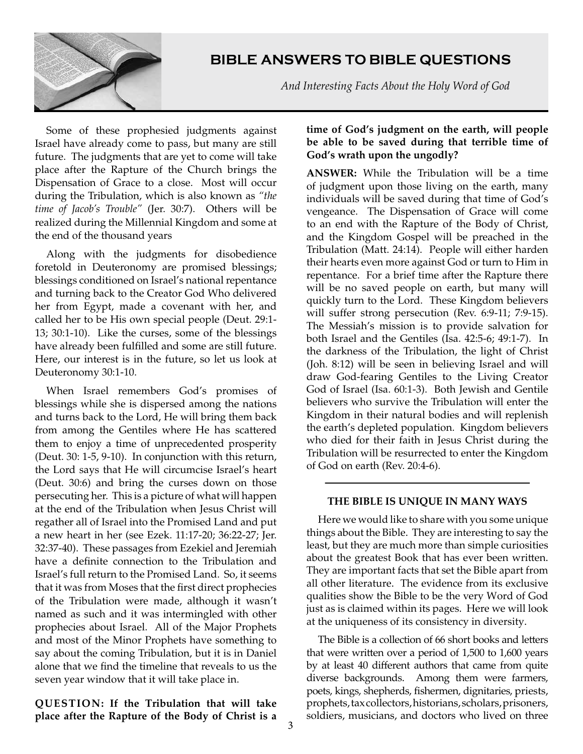Some of these prophesied judgments against Israel have already come to pass, but many are still future. The judgments that are yet to come will take place after the Rapture of the Church brings the Dispensation of Grace to a close. Most will occur during the Tribulation, which is also known as *"the time of Jacob's Trouble"* (Jer. 30:7). Others will be realized during the Millennial Kingdom and some at the end of the thousand years

Along with the judgments for disobedience foretold in Deuteronomy are promised blessings; blessings conditioned on Israel's national repentance and turning back to the Creator God Who delivered her from Egypt, made a covenant with her, and called her to be His own special people (Deut. 29:1-13; 30:1-10). Like the curses, some of the blessings have already been fulfilled and some are still future. Here, our interest is in the future, so let us look at Deuteronomy 30:1-10.

When Israel remembers God's promises of blessings while she is dispersed among the nations and turns back to the Lord, He will bring them back from among the Gentiles where He has scattered them to enjoy a time of unprecedented prosperity (Deut. 30: 1-5, 9-10). In conjunction with this return, the Lord says that He will circumcise Israel's heart (Deut. 30:6) and bring the curses down on those persecuting her. This is a picture of what will happen at the end of the Tribulation when Jesus Christ will regather all of Israel into the Promised Land and put a new heart in her (see Ezek. 11:17-20; 36:22-27; Jer. 32:37-40). These passages from Ezekiel and Jeremiah have a definite connection to the Tribulation and Israel's full return to the Promised Land. So, it seems that it was from Moses that the first direct prophecies of the Tribulation were made, although it wasn't named as such and it was intermingled with other prophecies about Israel. All of the Major Prophets and most of the Minor Prophets have something to say about the coming Tribulation, but it is in Daniel alone that we find the timeline that reveals to us the seven year window that it will take place in.

**QUESTION: If the Tribulation that will take place after the Rapture of the Body of Christ is a time of God's judgment on the earth, will people be able to be saved during that terrible time of God's wrath upon the ungodly?**

**ANSWER:** While the Tribulation will be a time of judgment upon those living on the earth, many individuals will be saved during that time of God's vengeance. The Dispensation of Grace will come to an end with the Rapture of the Body of Christ, and the Kingdom Gospel will be preached in the Tribulation (Matt. 24:14). People will either harden their hearts even more against God or turn to Him in repentance. For a brief time after the Rapture there will be no saved people on earth, but many will quickly turn to the Lord. These Kingdom believers will suffer strong persecution (Rev. 6:9-11; 7:9-15). The Messiah's mission is to provide salvation for both Israel and the Gentiles (Isa. 42:5-6; 49:1-7). In the darkness of the Tribulation, the light of Christ (Joh. 8:12) will be seen in believing Israel and will draw God-fearing Gentiles to the Living Creator God of Israel (Isa. 60:1-3). Both Jewish and Gentile believers who survive the Tribulation will enter the Kingdom in their natural bodies and will replenish the earth's depleted population. Kingdom believers who died for their faith in Jesus Christ during the Tribulation will be resurrected to enter the Kingdom of God on earth (Rev. 20:4-6).

---

### THE BIBLE IS UNIQUE IN MANY WAYS

Here we would like to share with you some unique things about the Bible. They are interesting to say the least, but they are much more than simple curiosities about the greatest Book that has ever been written. They are important facts that set the Bible apart from all other literature. The evidence from its exclusive qualities show the Bible to be the very Word of God just as is claimed within its pages. Here we will look at the uniqueness of its consistency in diversity.

The Bible is a collection of 66 short books and letters that were written over a period of 1,500 to 1,600 years by at least 40 different authors that came from quite diverse backgrounds. Among them were farmers, poets, kings, shepherds, fishermen, dignitaries, priests, prophets, tax collectors, historians, scholars, prisoners, soldiers, musicians, and doctors who lived on three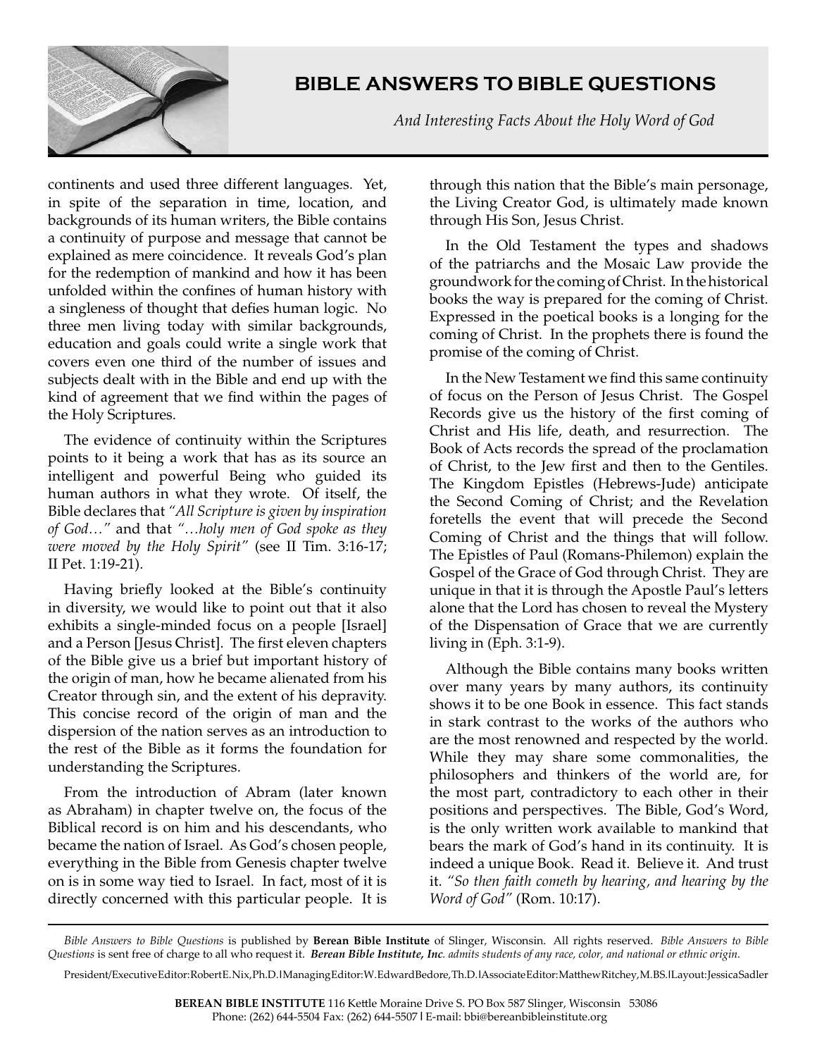continents and used three different languages. Yet, in spite of the separation in time, location, and backgrounds of its human writers, the Bible contains a continuity of purpose and message that cannot be explained as mere coincidence. It reveals God's plan for the redemption of mankind and how it has been unfolded within the confines of human history with a singleness of thought that defies human logic. No three men living today with similar backgrounds, education and goals could write a single work that covers even one third of the number of issues and subjects dealt with in the Bible and end up with the kind of agreement that we find within the pages of the Holy Scriptures.

The evidence of continuity within the Scriptures points to it being a work that has as its source an intelligent and powerful Being who guided its human authors in what they wrote. Of itself, the Bible declares that *"All Scripture is given by inspiration of God…"* and that *"…holy men of God spoke as they were moved by the Holy Spirit"* (see II Tim. 3:16-17; II Pet. 1:19-21).

Having briefly looked at the Bible's continuity in diversity, we would like to point out that it also exhibits a single-minded focus on a people [Israel] and a Person [Jesus Christ]. The first eleven chapters of the Bible give us a brief but important history of the origin of man, how he became alienated from his Creator through sin, and the extent of his depravity. This concise record of the origin of man and the dispersion of the nation serves as an introduction to the rest of the Bible as it forms the foundation for understanding the Scriptures.

From the introduction of Abram (later known as Abraham) in chapter twelve on, the focus of the Biblical record is on him and his descendants, who became the nation of Israel. As God's chosen people, everything in the Bible from Genesis chapter twelve on is in some way tied to Israel. In fact, most of it is directly concerned with this particular people. It is through this nation that the Bible's main personage, the Living Creator God, is ultimately made known through His Son, Jesus Christ.

In the Old Testament the types and shadows of the patriarchs and the Mosaic Law provide the groundwork for the coming of Christ. In the historical books the way is prepared for the coming of Christ. Expressed in the poetical books is a longing for the coming of Christ. In the prophets there is found the promise of the coming of Christ.

In the New Testament we find this same continuity of focus on the Person of Jesus Christ. The Gospel Records give us the history of the first coming of Christ and His life, death, and resurrection. The Book of Acts records the spread of the proclamation of Christ, to the Jew first and then to the Gentiles. The Kingdom Epistles (Hebrews-Jude) anticipate the Second Coming of Christ; and the Revelation foretells the event that will precede the Second Coming of Christ and the things that will follow. The Epistles of Paul (Romans-Philemon) explain the Gospel of the Grace of God through Christ. They are unique in that it is through the Apostle Paul's letters alone that the Lord has chosen to reveal the Mystery of the Dispensation of Grace that we are currently living in (Eph. 3:1-9).

Although the Bible contains many books written over many years by many authors, its continuity shows it to be one Book in essence. This fact stands in stark contrast to the works of the authors who are the most renowned and respected by the world. While they may share some commonalities, the philosophers and thinkers of the world are, for the most part, contradictory to each other in their positions and perspectives. The Bible, God's Word, is the only written work available to mankind that bears the mark of God's hand in its continuity. It is indeed a unique Book. Read it. Believe it. And trust it. *"So then faith cometh by hearing, and hearing by the Word of God"* (Rom. 10:17).

---

*Bible Answers to Bible Questions* is published by **Berean Bible Institute** of Slinger, Wisconsin. All rights reserved. *Bible Answers to Bible Questions* is sent free of charge to all who request it. ***Berean Bible Institute, Inc****. admits students of any race, color, and national or ethnic origin.*

President/Executive Editor: Robert E. Nix, Ph.D. | Managing Editor: W. Edward Bedore, Th.D. | Associate Editor: Matthew Ritchey, M.BS. | Layout: Jessica Sadler

**BEREAN BIBLE INSTITUTE** 116 Kettle Moraine Drive S. PO Box 587 Slinger, Wisconsin 53086
Phone: (262) 644-5504 Fax: (262) 644-5507 | E-mail: bbi@bereanbibleinstitute.org